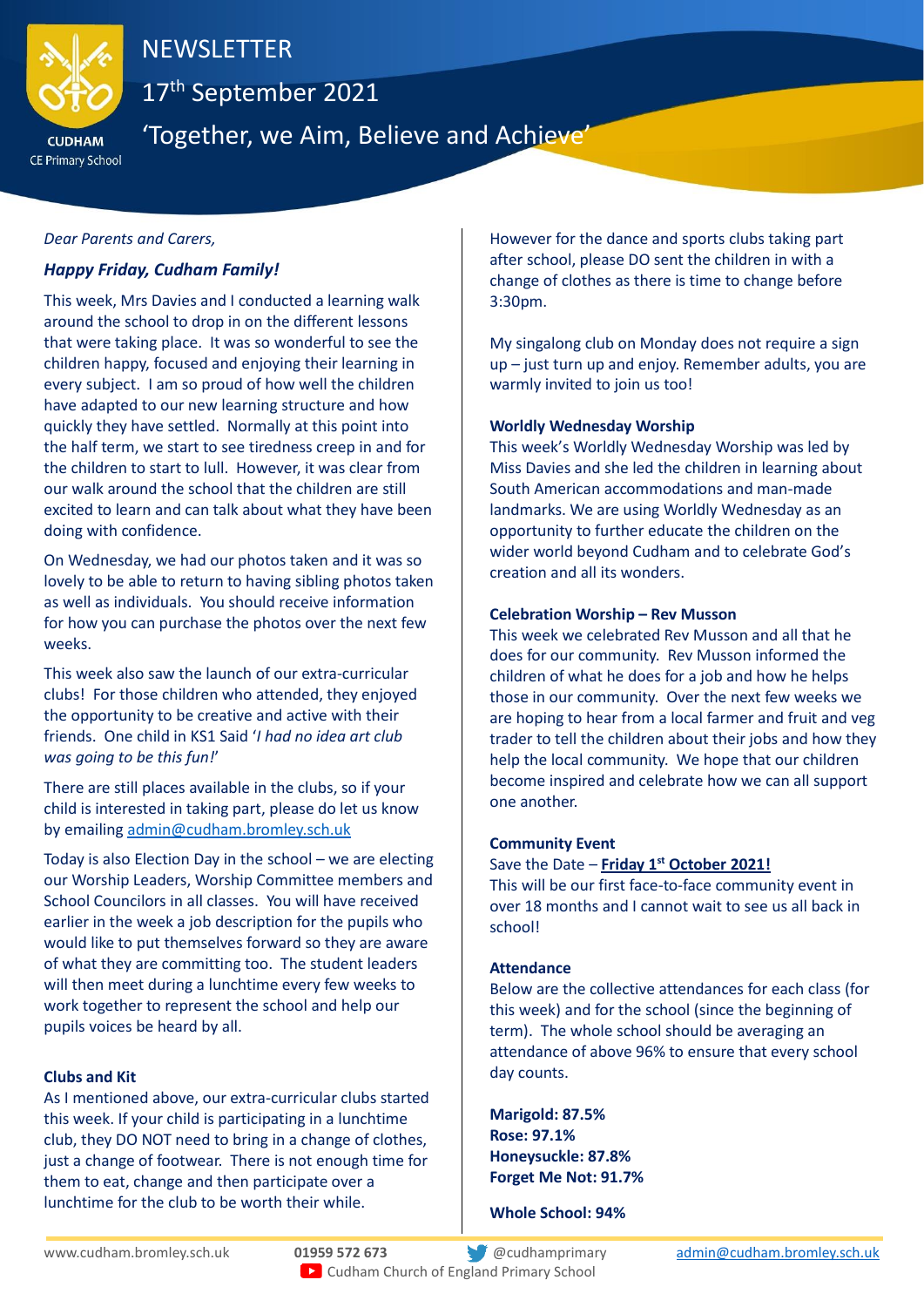CUDHAM
CE Primary School

# NEWSLETTER

## 17th September 2021

## 'Together, we Aim, Believe and Achieve'

*Dear Parents and Carers,*

***Happy Friday, Cudham Family!***

This week, Mrs Davies and I conducted a learning walk around the school to drop in on the different lessons that were taking place. It was so wonderful to see the children happy, focused and enjoying their learning in every subject. I am so proud of how well the children have adapted to our new learning structure and how quickly they have settled. Normally at this point into the half term, we start to see tiredness creep in and for the children to start to lull. However, it was clear from our walk around the school that the children are still excited to learn and can talk about what they have been doing with confidence.

On Wednesday, we had our photos taken and it was so lovely to be able to return to having sibling photos taken as well as individuals. You should receive information for how you can purchase the photos over the next few weeks.

This week also saw the launch of our extra-curricular clubs! For those children who attended, they enjoyed the opportunity to be creative and active with their friends. One child in KS1 Said '*I had no idea art club was going to be this fun!*'

There are still places available in the clubs, so if your child is interested in taking part, please do let us know by emailing admin@cudham.bromley.sch.uk

Today is also Election Day in the school – we are electing our Worship Leaders, Worship Committee members and School Councilors in all classes. You will have received earlier in the week a job description for the pupils who would like to put themselves forward so they are aware of what they are committing too. The student leaders will then meet during a lunchtime every few weeks to work together to represent the school and help our pupils voices be heard by all.

### Clubs and Kit

As I mentioned above, our extra-curricular clubs started this week. If your child is participating in a lunchtime club, they DO NOT need to bring in a change of clothes, just a change of footwear. There is not enough time for them to eat, change and then participate over a lunchtime for the club to be worth their while.

However for the dance and sports clubs taking part after school, please DO sent the children in with a change of clothes as there is time to change before 3:30pm.

My singalong club on Monday does not require a sign up – just turn up and enjoy. Remember adults, you are warmly invited to join us too!

### Worldly Wednesday Worship

This week's Worldly Wednesday Worship was led by Miss Davies and she led the children in learning about South American accommodations and man-made landmarks. We are using Worldly Wednesday as an opportunity to further educate the children on the wider world beyond Cudham and to celebrate God's creation and all its wonders.

### Celebration Worship – Rev Musson

This week we celebrated Rev Musson and all that he does for our community. Rev Musson informed the children of what he does for a job and how he helps those in our community. Over the next few weeks we are hoping to hear from a local farmer and fruit and veg trader to tell the children about their jobs and how they help the local community. We hope that our children become inspired and celebrate how we can all support one another.

### Community Event

Save the Date – **Friday 1st October 2021!**

This will be our first face-to-face community event in over 18 months and I cannot wait to see us all back in school!

### Attendance

Below are the collective attendances for each class (for this week) and for the school (since the beginning of term). The whole school should be averaging an attendance of above 96% to ensure that every school day counts.

**Marigold: 87.5%**
**Rose: 97.1%**
**Honeysuckle: 87.8%**
**Forget Me Not: 91.7%**

**Whole School: 94%**

www.cudham.bromley.sch.uk | **01959 572 673** | @cudhamprimary | admin@cudham.bromley.sch.uk
Cudham Church of England Primary School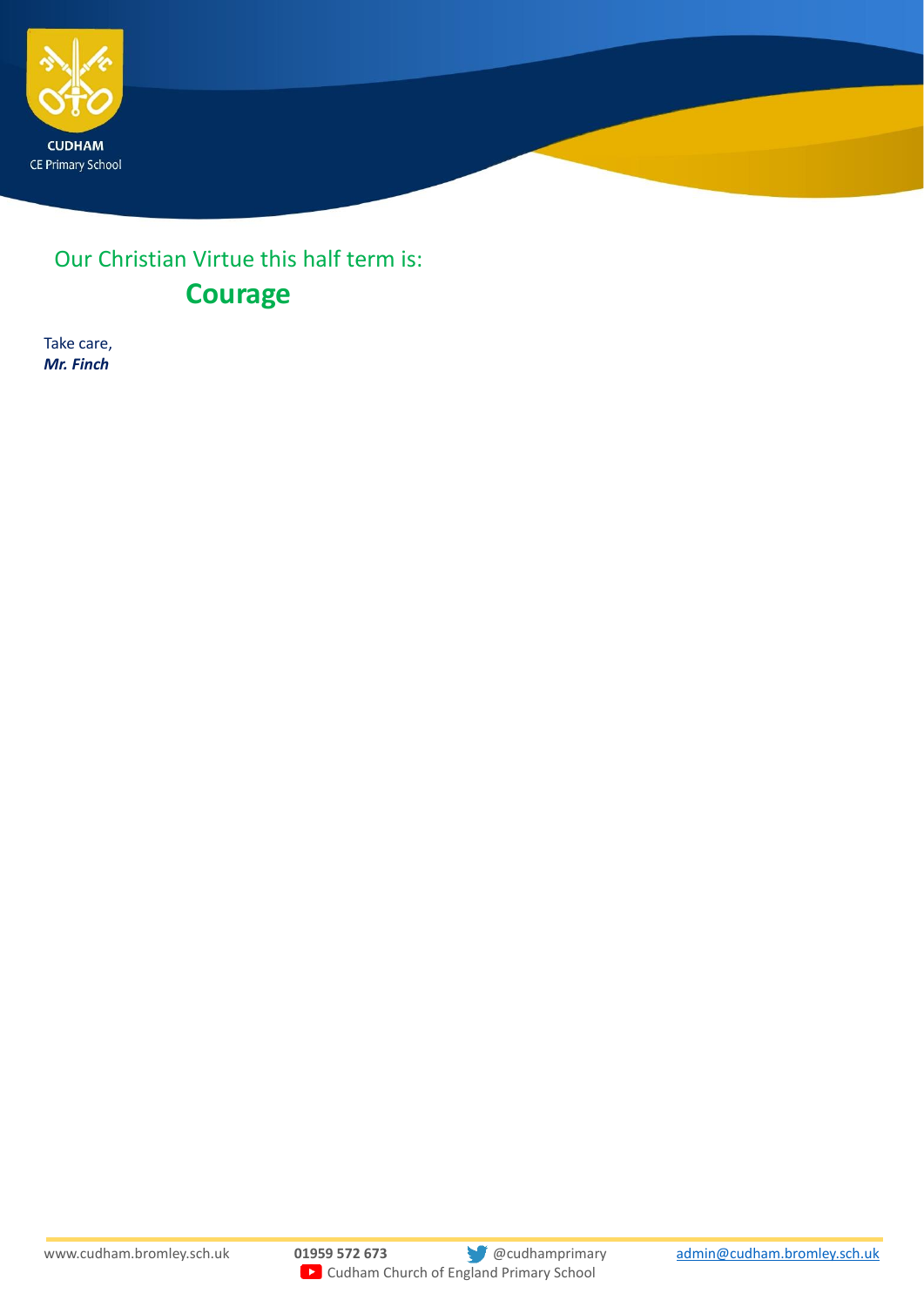Our Christian Virtue this half term is:

**Courage**

Take care,
***Mr. Finch***